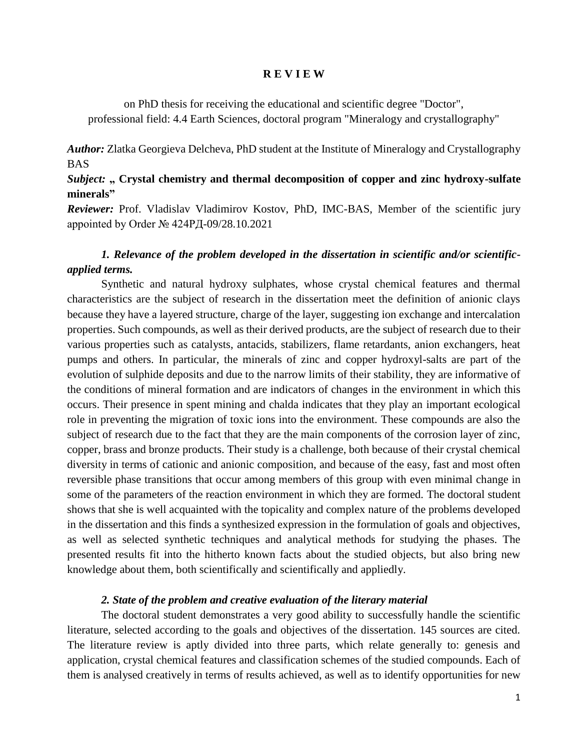# R E V I E W

on PhD thesis for receiving the educational and scientific degree "Doctor",
professional field: 4.4 Earth Sciences, doctoral program "Mineralogy and crystallography"

***Author:*** Zlatka Georgieva Delcheva, PhD student at the Institute of Mineralogy and Crystallography BAS

***Subject:*** **„ Crystal chemistry and thermal decomposition of copper and zinc hydroxy-sulfate minerals"**

***Reviewer:*** Prof. Vladislav Vladimirov Kostov, PhD, IMC-BAS, Member of the scientific jury appointed by Order № 424РД-09/28.10.2021

### *1. Relevance of the problem developed in the dissertation in scientific and/or scientific-applied terms.*

Synthetic and natural hydroxy sulphates, whose crystal chemical features and thermal characteristics are the subject of research in the dissertation meet the definition of anionic clays because they have a layered structure, charge of the layer, suggesting ion exchange and intercalation properties. Such compounds, as well as their derived products, are the subject of research due to their various properties such as catalysts, antacids, stabilizers, flame retardants, anion exchangers, heat pumps and others. In particular, the minerals of zinc and copper hydroxyl-salts are part of the evolution of sulphide deposits and due to the narrow limits of their stability, they are informative of the conditions of mineral formation and are indicators of changes in the environment in which this occurs. Their presence in spent mining and chalda indicates that they play an important ecological role in preventing the migration of toxic ions into the environment. These compounds are also the subject of research due to the fact that they are the main components of the corrosion layer of zinc, copper, brass and bronze products. Their study is a challenge, both because of their crystal chemical diversity in terms of cationic and anionic composition, and because of the easy, fast and most often reversible phase transitions that occur among members of this group with even minimal change in some of the parameters of the reaction environment in which they are formed. The doctoral student shows that she is well acquainted with the topicality and complex nature of the problems developed in the dissertation and this finds a synthesized expression in the formulation of goals and objectives, as well as selected synthetic techniques and analytical methods for studying the phases. The presented results fit into the hitherto known facts about the studied objects, but also bring new knowledge about them, both scientifically and scientifically and appliedly.

### *2. State of the problem and creative evaluation of the literary material*

The doctoral student demonstrates a very good ability to successfully handle the scientific literature, selected according to the goals and objectives of the dissertation. 145 sources are cited. The literature review is aptly divided into three parts, which relate generally to: genesis and application, crystal chemical features and classification schemes of the studied compounds. Each of them is analysed creatively in terms of results achieved, as well as to identify opportunities for new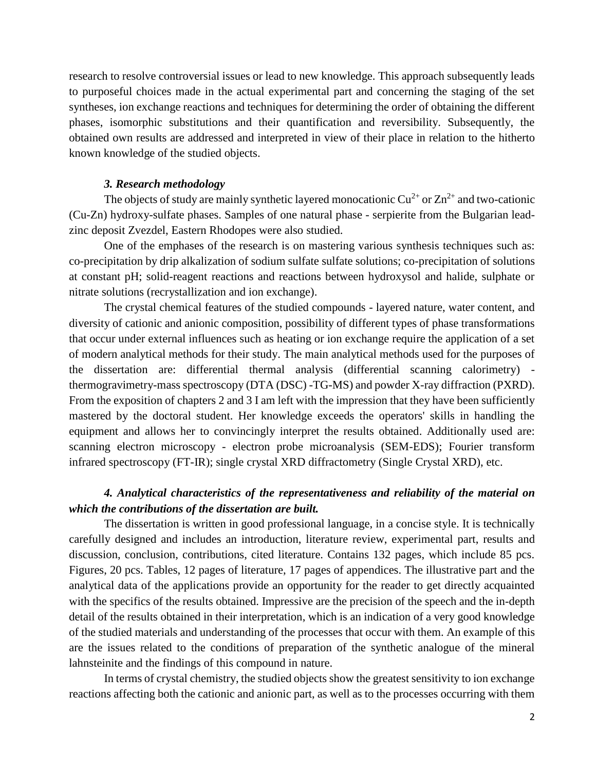research to resolve controversial issues or lead to new knowledge. This approach subsequently leads to purposeful choices made in the actual experimental part and concerning the staging of the set syntheses, ion exchange reactions and techniques for determining the order of obtaining the different phases, isomorphic substitutions and their quantification and reversibility. Subsequently, the obtained own results are addressed and interpreted in view of their place in relation to the hitherto known knowledge of the studied objects.

### *3. Research methodology*

The objects of study are mainly synthetic layered monocationic $Cu^{2+}$ or $Zn^{2+}$ and two-cationic (Cu-Zn) hydroxy-sulfate phases. Samples of one natural phase - serpierite from the Bulgarian lead-zinc deposit Zvezdel, Eastern Rhodopes were also studied.

One of the emphases of the research is on mastering various synthesis techniques such as: co-precipitation by drip alkalization of sodium sulfate sulfate solutions; co-precipitation of solutions at constant pH; solid-reagent reactions and reactions between hydroxysol and halide, sulphate or nitrate solutions (recrystallization and ion exchange).

The crystal chemical features of the studied compounds - layered nature, water content, and diversity of cationic and anionic composition, possibility of different types of phase transformations that occur under external influences such as heating or ion exchange require the application of a set of modern analytical methods for their study. The main analytical methods used for the purposes of the dissertation are: differential thermal analysis (differential scanning calorimetry) - thermogravimetry-mass spectroscopy (DTA (DSC) -TG-MS) and powder X-ray diffraction (PXRD). From the exposition of chapters 2 and 3 I am left with the impression that they have been sufficiently mastered by the doctoral student. Her knowledge exceeds the operators' skills in handling the equipment and allows her to convincingly interpret the results obtained. Additionally used are: scanning electron microscopy - electron probe microanalysis (SEM-EDS); Fourier transform infrared spectroscopy (FT-IR); single crystal XRD diffractometry (Single Crystal XRD), etc.

### ***4. Analytical characteristics of the representativeness and reliability of the material on which the contributions of the dissertation are built.***

The dissertation is written in good professional language, in a concise style. It is technically carefully designed and includes an introduction, literature review, experimental part, results and discussion, conclusion, contributions, cited literature. Contains 132 pages, which include 85 pcs. Figures, 20 pcs. Tables, 12 pages of literature, 17 pages of appendices. The illustrative part and the analytical data of the applications provide an opportunity for the reader to get directly acquainted with the specifics of the results obtained. Impressive are the precision of the speech and the in-depth detail of the results obtained in their interpretation, which is an indication of a very good knowledge of the studied materials and understanding of the processes that occur with them. An example of this are the issues related to the conditions of preparation of the synthetic analogue of the mineral lahnsteinite and the findings of this compound in nature.

In terms of crystal chemistry, the studied objects show the greatest sensitivity to ion exchange reactions affecting both the cationic and anionic part, as well as to the processes occurring with them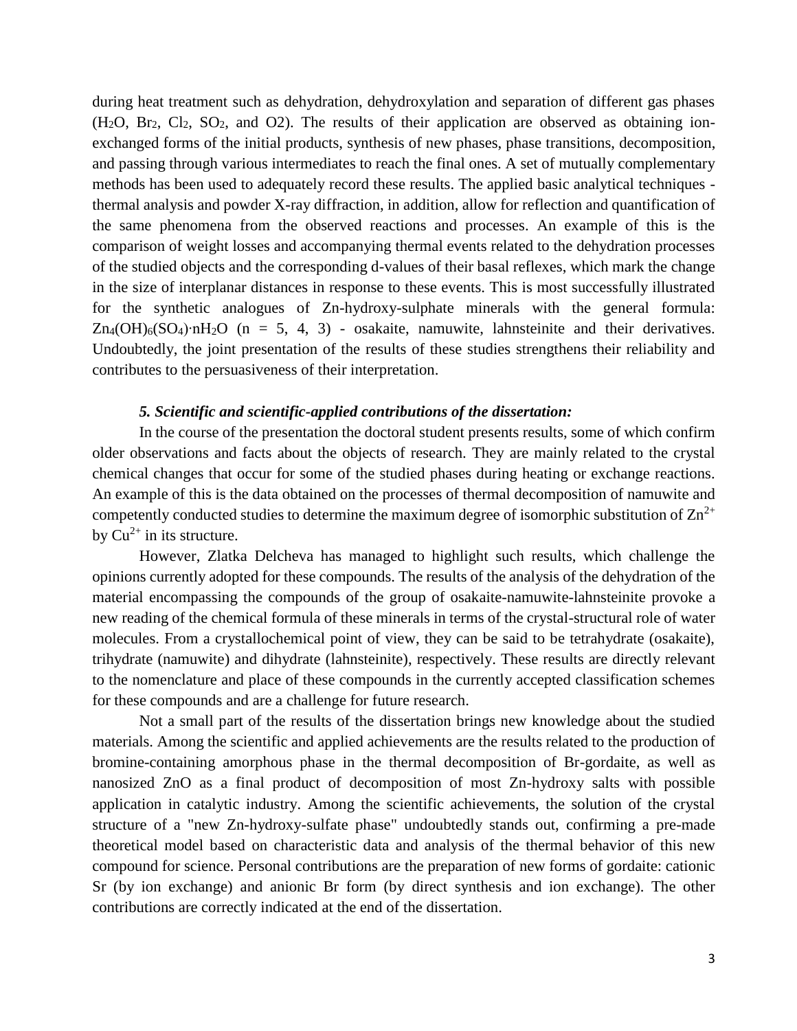during heat treatment such as dehydration, dehydroxylation and separation of different gas phases ($H_2O$, $Br_2$, $Cl_2$, $SO_2$, and O2). The results of their application are observed as obtaining ion-exchanged forms of the initial products, synthesis of new phases, phase transitions, decomposition, and passing through various intermediates to reach the final ones. A set of mutually complementary methods has been used to adequately record these results. The applied basic analytical techniques - thermal analysis and powder X-ray diffraction, in addition, allow for reflection and quantification of the same phenomena from the observed reactions and processes. An example of this is the comparison of weight losses and accompanying thermal events related to the dehydration processes of the studied objects and the corresponding d-values of their basal reflexes, which mark the change in the size of interplanar distances in response to these events. This is most successfully illustrated for the synthetic analogues of Zn-hydroxy-sulphate minerals with the general formula: $Zn_4(OH)_6(SO_4)\cdot nH_2O$ (n = 5, 4, 3) - osakaite, namuwite, lahnsteinite and their derivatives. Undoubtedly, the joint presentation of the results of these studies strengthens their reliability and contributes to the persuasiveness of their interpretation.

***5. Scientific and scientific-applied contributions of the dissertation:***

In the course of the presentation the doctoral student presents results, some of which confirm older observations and facts about the objects of research. They are mainly related to the crystal chemical changes that occur for some of the studied phases during heating or exchange reactions. An example of this is the data obtained on the processes of thermal decomposition of namuwite and competently conducted studies to determine the maximum degree of isomorphic substitution of $Zn^{2+}$ by $Cu^{2+}$ in its structure.

However, Zlatka Delcheva has managed to highlight such results, which challenge the opinions currently adopted for these compounds. The results of the analysis of the dehydration of the material encompassing the compounds of the group of osakaite-namuwite-lahnsteinite provoke a new reading of the chemical formula of these minerals in terms of the crystal-structural role of water molecules. From a crystallochemical point of view, they can be said to be tetrahydrate (osakaite), trihydrate (namuwite) and dihydrate (lahnsteinite), respectively. These results are directly relevant to the nomenclature and place of these compounds in the currently accepted classification schemes for these compounds and are a challenge for future research.

Not a small part of the results of the dissertation brings new knowledge about the studied materials. Among the scientific and applied achievements are the results related to the production of bromine-containing amorphous phase in the thermal decomposition of Br-gordaite, as well as nanosized ZnO as a final product of decomposition of most Zn-hydroxy salts with possible application in catalytic industry. Among the scientific achievements, the solution of the crystal structure of a "new Zn-hydroxy-sulfate phase" undoubtedly stands out, confirming a pre-made theoretical model based on characteristic data and analysis of the thermal behavior of this new compound for science. Personal contributions are the preparation of new forms of gordaite: cationic Sr (by ion exchange) and anionic Br form (by direct synthesis and ion exchange). The other contributions are correctly indicated at the end of the dissertation.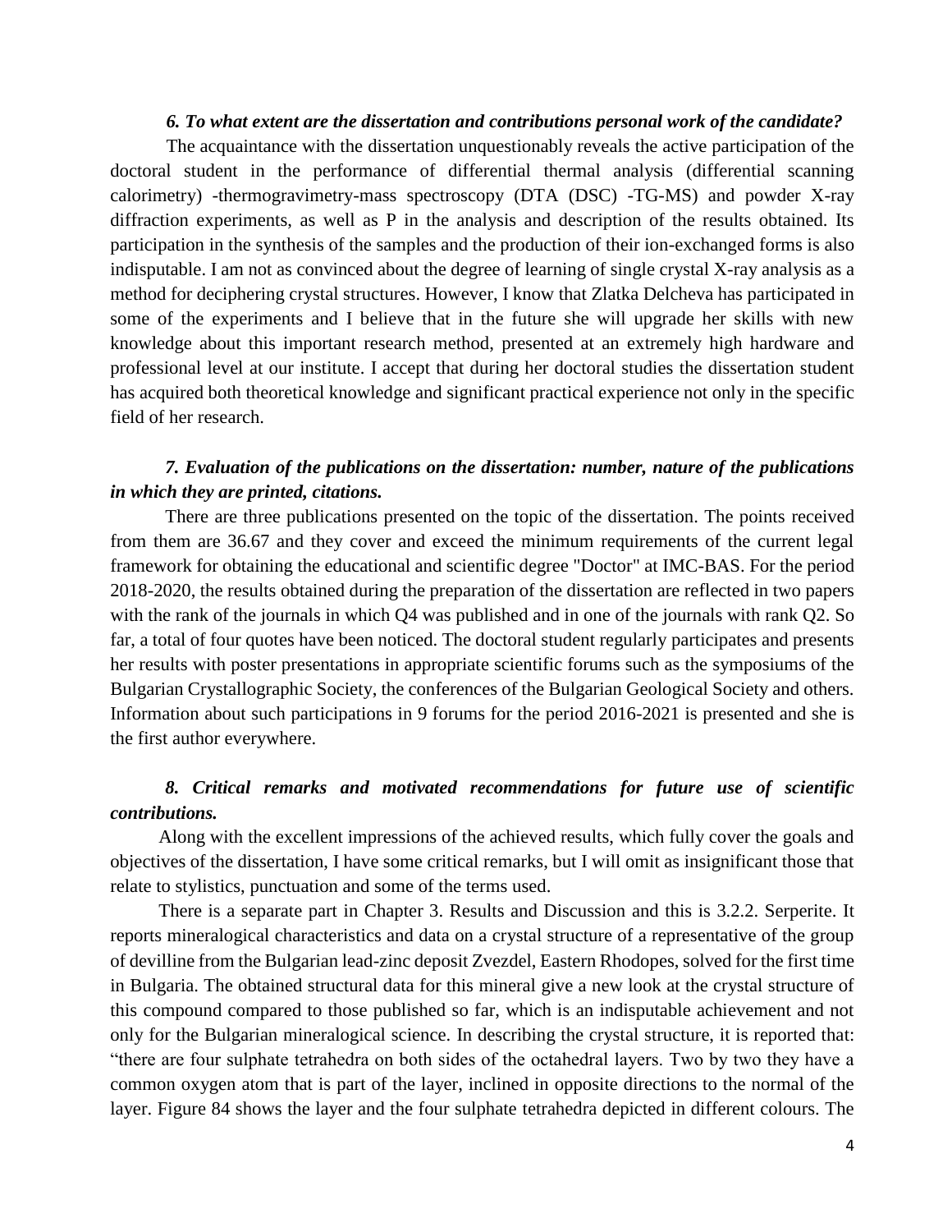***6. To what extent are the dissertation and contributions personal work of the candidate?***

The acquaintance with the dissertation unquestionably reveals the active participation of the doctoral student in the performance of differential thermal analysis (differential scanning calorimetry) -thermogravimetry-mass spectroscopy (DTA (DSC) -TG-MS) and powder X-ray diffraction experiments, as well as P in the analysis and description of the results obtained. Its participation in the synthesis of the samples and the production of their ion-exchanged forms is also indisputable. I am not as convinced about the degree of learning of single crystal X-ray analysis as a method for deciphering crystal structures. However, I know that Zlatka Delcheva has participated in some of the experiments and I believe that in the future she will upgrade her skills with new knowledge about this important research method, presented at an extremely high hardware and professional level at our institute. I accept that during her doctoral studies the dissertation student has acquired both theoretical knowledge and significant practical experience not only in the specific field of her research.

***7. Evaluation of the publications on the dissertation: number, nature of the publications in which they are printed, citations.***

There are three publications presented on the topic of the dissertation. The points received from them are 36.67 and they cover and exceed the minimum requirements of the current legal framework for obtaining the educational and scientific degree "Doctor" at IMC-BAS. For the period 2018-2020, the results obtained during the preparation of the dissertation are reflected in two papers with the rank of the journals in which Q4 was published and in one of the journals with rank Q2. So far, a total of four quotes have been noticed. The doctoral student regularly participates and presents her results with poster presentations in appropriate scientific forums such as the symposiums of the Bulgarian Crystallographic Society, the conferences of the Bulgarian Geological Society and others. Information about such participations in 9 forums for the period 2016-2021 is presented and she is the first author everywhere.

***8. Critical remarks and motivated recommendations for future use of scientific contributions.***

Along with the excellent impressions of the achieved results, which fully cover the goals and objectives of the dissertation, I have some critical remarks, but I will omit as insignificant those that relate to stylistics, punctuation and some of the terms used.

There is a separate part in Chapter 3. Results and Discussion and this is 3.2.2. Serperite. It reports mineralogical characteristics and data on a crystal structure of a representative of the group of devilline from the Bulgarian lead-zinc deposit Zvezdel, Eastern Rhodopes, solved for the first time in Bulgaria. The obtained structural data for this mineral give a new look at the crystal structure of this compound compared to those published so far, which is an indisputable achievement and not only for the Bulgarian mineralogical science. In describing the crystal structure, it is reported that: "there are four sulphate tetrahedra on both sides of the octahedral layers. Two by two they have a common oxygen atom that is part of the layer, inclined in opposite directions to the normal of the layer. Figure 84 shows the layer and the four sulphate tetrahedra depicted in different colours. The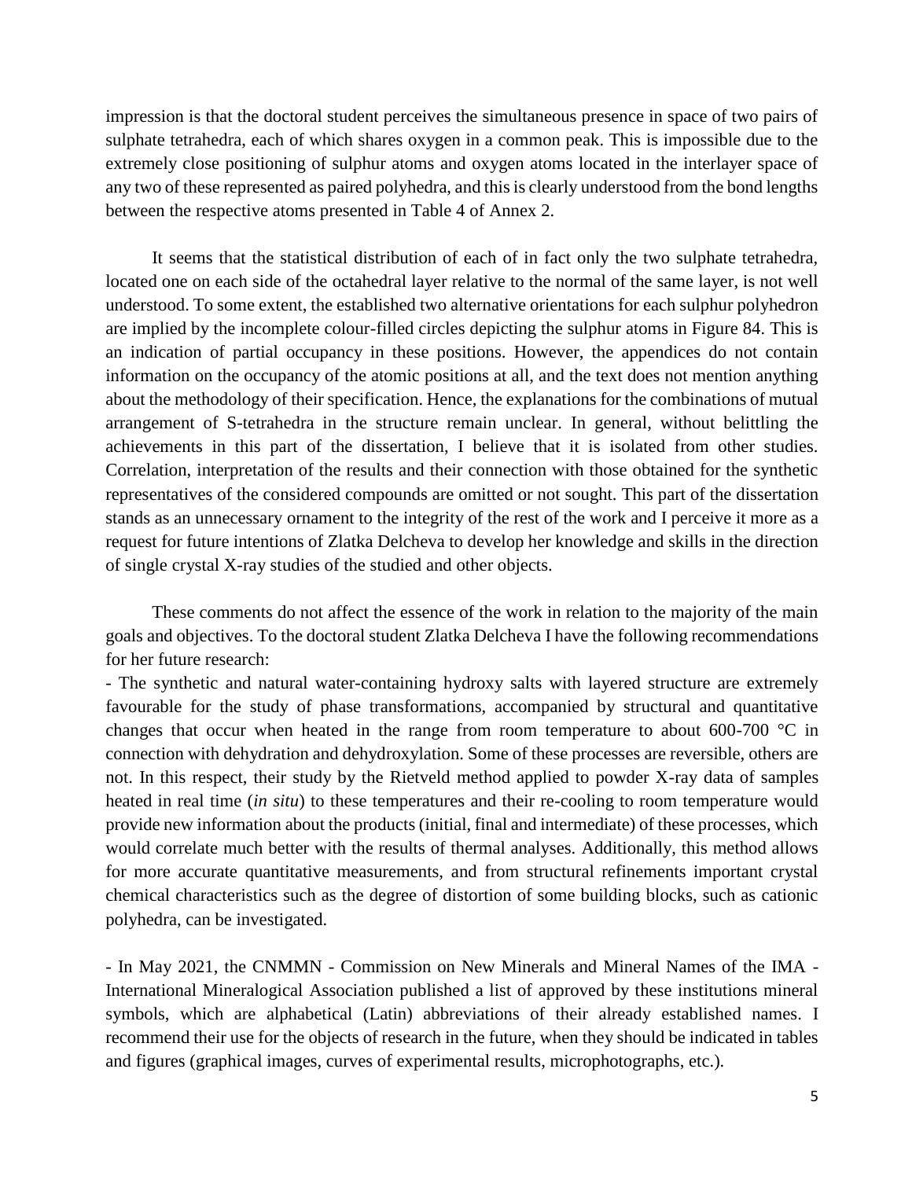impression is that the doctoral student perceives the simultaneous presence in space of two pairs of sulphate tetrahedra, each of which shares oxygen in a common peak. This is impossible due to the extremely close positioning of sulphur atoms and oxygen atoms located in the interlayer space of any two of these represented as paired polyhedra, and this is clearly understood from the bond lengths between the respective atoms presented in Table 4 of Annex 2.

It seems that the statistical distribution of each of in fact only the two sulphate tetrahedra, located one on each side of the octahedral layer relative to the normal of the same layer, is not well understood. To some extent, the established two alternative orientations for each sulphur polyhedron are implied by the incomplete colour-filled circles depicting the sulphur atoms in Figure 84. This is an indication of partial occupancy in these positions. However, the appendices do not contain information on the occupancy of the atomic positions at all, and the text does not mention anything about the methodology of their specification. Hence, the explanations for the combinations of mutual arrangement of S-tetrahedra in the structure remain unclear. In general, without belittling the achievements in this part of the dissertation, I believe that it is isolated from other studies. Correlation, interpretation of the results and their connection with those obtained for the synthetic representatives of the considered compounds are omitted or not sought. This part of the dissertation stands as an unnecessary ornament to the integrity of the rest of the work and I perceive it more as a request for future intentions of Zlatka Delcheva to develop her knowledge and skills in the direction of single crystal X-ray studies of the studied and other objects.

These comments do not affect the essence of the work in relation to the majority of the main goals and objectives. To the doctoral student Zlatka Delcheva I have the following recommendations for her future research:

- The synthetic and natural water-containing hydroxy salts with layered structure are extremely favourable for the study of phase transformations, accompanied by structural and quantitative changes that occur when heated in the range from room temperature to about 600-700 °C in connection with dehydration and dehydroxylation. Some of these processes are reversible, others are not. In this respect, their study by the Rietveld method applied to powder X-ray data of samples heated in real time (*in situ*) to these temperatures and their re-cooling to room temperature would provide new information about the products (initial, final and intermediate) of these processes, which would correlate much better with the results of thermal analyses. Additionally, this method allows for more accurate quantitative measurements, and from structural refinements important crystal chemical characteristics such as the degree of distortion of some building blocks, such as cationic polyhedra, can be investigated.

- In May 2021, the CNMMN - Commission on New Minerals and Mineral Names of the IMA - International Mineralogical Association published a list of approved by these institutions mineral symbols, which are alphabetical (Latin) abbreviations of their already established names. I recommend their use for the objects of research in the future, when they should be indicated in tables and figures (graphical images, curves of experimental results, microphotographs, etc.).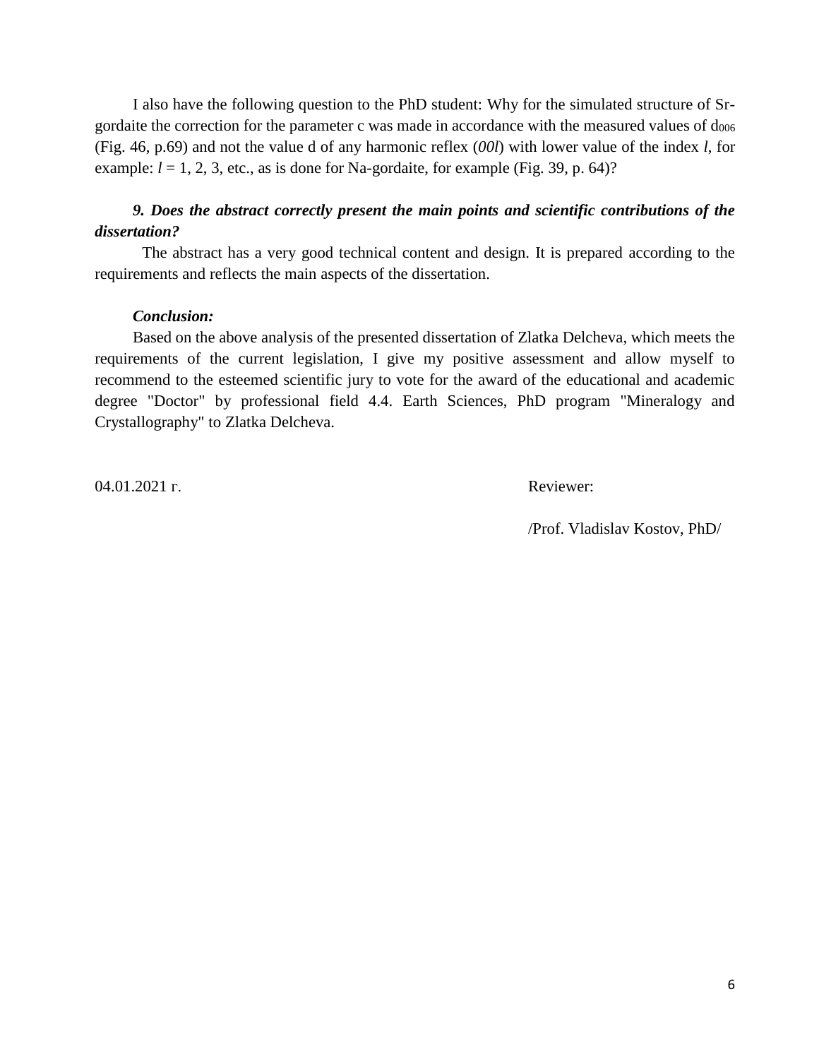I also have the following question to the PhD student: Why for the simulated structure of Sr-gordaite the correction for the parameter c was made in accordance with the measured values of $d_{006}$ (Fig. 46, p.69) and not the value d of any harmonic reflex (*00l*) with lower value of the index *l*, for example: *l* = 1, 2, 3, etc., as is done for Na-gordaite, for example (Fig. 39, p. 64)?

***9. Does the abstract correctly present the main points and scientific contributions of the dissertation?***

The abstract has a very good technical content and design. It is prepared according to the requirements and reflects the main aspects of the dissertation.

***Conclusion:***

Based on the above analysis of the presented dissertation of Zlatka Delcheva, which meets the requirements of the current legislation, I give my positive assessment and allow myself to recommend to the esteemed scientific jury to vote for the award of the educational and academic degree "Doctor" by professional field 4.4. Earth Sciences, PhD program "Mineralogy and Crystallography" to Zlatka Delcheva.

04.01.2021 г.

Reviewer:

/Prof. Vladislav Kostov, PhD/